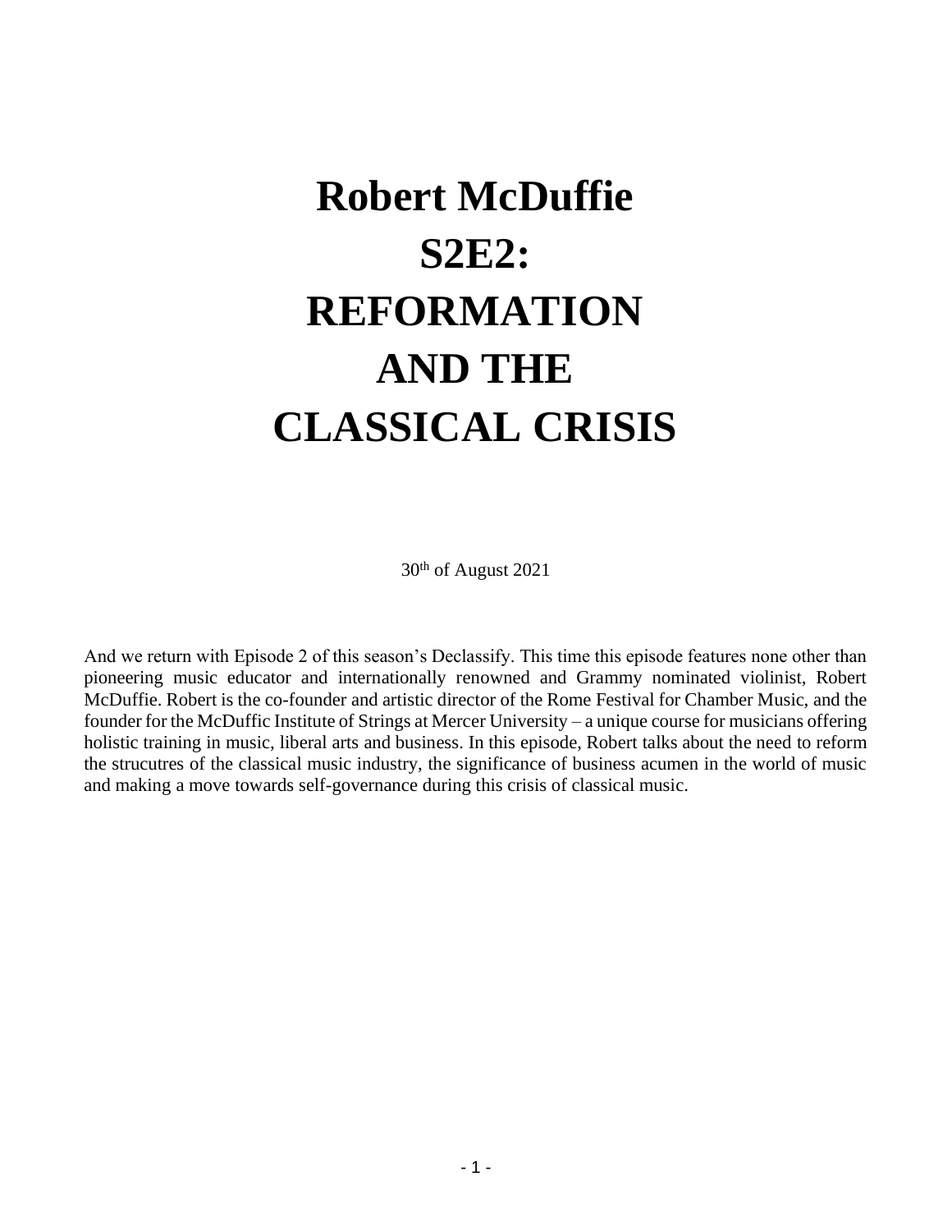# Robert McDuffie S2E2: REFORMATION AND THE CLASSICAL CRISIS

30th of August 2021

And we return with Episode 2 of this season's Declassify. This time this episode features none other than pioneering music educator and internationally renowned and Grammy nominated violinist, Robert McDuffie. Robert is the co-founder and artistic director of the Rome Festival for Chamber Music, and the founder for the McDuffic Institute of Strings at Mercer University – a unique course for musicians offering holistic training in music, liberal arts and business. In this episode, Robert talks about the need to reform the strucutres of the classical music industry, the significance of business acumen in the world of music and making a move towards self-governance during this crisis of classical music.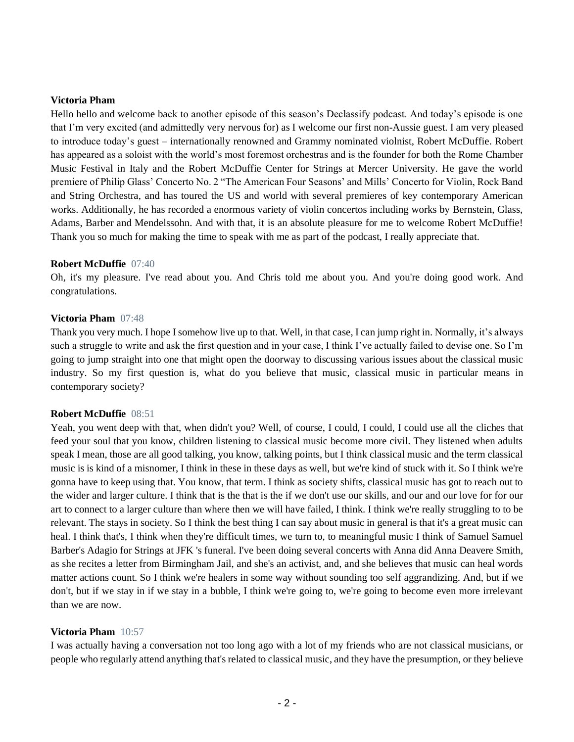**Victoria Pham**

Hello hello and welcome back to another episode of this season's Declassify podcast. And today's episode is one that I'm very excited (and admittedly very nervous for) as I welcome our first non-Aussie guest. I am very pleased to introduce today's guest – internationally renowned and Grammy nominated violnist, Robert McDuffie. Robert has appeared as a soloist with the world's most foremost orchestras and is the founder for both the Rome Chamber Music Festival in Italy and the Robert McDuffie Center for Strings at Mercer University. He gave the world premiere of Philip Glass' Concerto No. 2 "The American Four Seasons' and Mills' Concerto for Violin, Rock Band and String Orchestra, and has toured the US and world with several premieres of key contemporary American works. Additionally, he has recorded a enormous variety of violin concertos including works by Bernstein, Glass, Adams, Barber and Mendelssohn. And with that, it is an absolute pleasure for me to welcome Robert McDuffie! Thank you so much for making the time to speak with me as part of the podcast, I really appreciate that.

**Robert McDuffie** 07:40

Oh, it's my pleasure. I've read about you. And Chris told me about you. And you're doing good work. And congratulations.

**Victoria Pham** 07:48

Thank you very much. I hope I somehow live up to that. Well, in that case, I can jump right in. Normally, it's always such a struggle to write and ask the first question and in your case, I think I've actually failed to devise one. So I'm going to jump straight into one that might open the doorway to discussing various issues about the classical music industry. So my first question is, what do you believe that music, classical music in particular means in contemporary society?

**Robert McDuffie** 08:51

Yeah, you went deep with that, when didn't you? Well, of course, I could, I could, I could use all the cliches that feed your soul that you know, children listening to classical music become more civil. They listened when adults speak I mean, those are all good talking, you know, talking points, but I think classical music and the term classical music is is kind of a misnomer, I think in these in these days as well, but we're kind of stuck with it. So I think we're gonna have to keep using that. You know, that term. I think as society shifts, classical music has got to reach out to the wider and larger culture. I think that is the that is the if we don't use our skills, and our and our love for for our art to connect to a larger culture than where then we will have failed, I think. I think we're really struggling to to be relevant. The stays in society. So I think the best thing I can say about music in general is that it's a great music can heal. I think that's, I think when they're difficult times, we turn to, to meaningful music I think of Samuel Samuel Barber's Adagio for Strings at JFK 's funeral. I've been doing several concerts with Anna did Anna Deavere Smith, as she recites a letter from Birmingham Jail, and she's an activist, and, and she believes that music can heal words matter actions count. So I think we're healers in some way without sounding too self aggrandizing. And, but if we don't, but if we stay in if we stay in a bubble, I think we're going to, we're going to become even more irrelevant than we are now.

**Victoria Pham** 10:57

I was actually having a conversation not too long ago with a lot of my friends who are not classical musicians, or people who regularly attend anything that's related to classical music, and they have the presumption, or they believe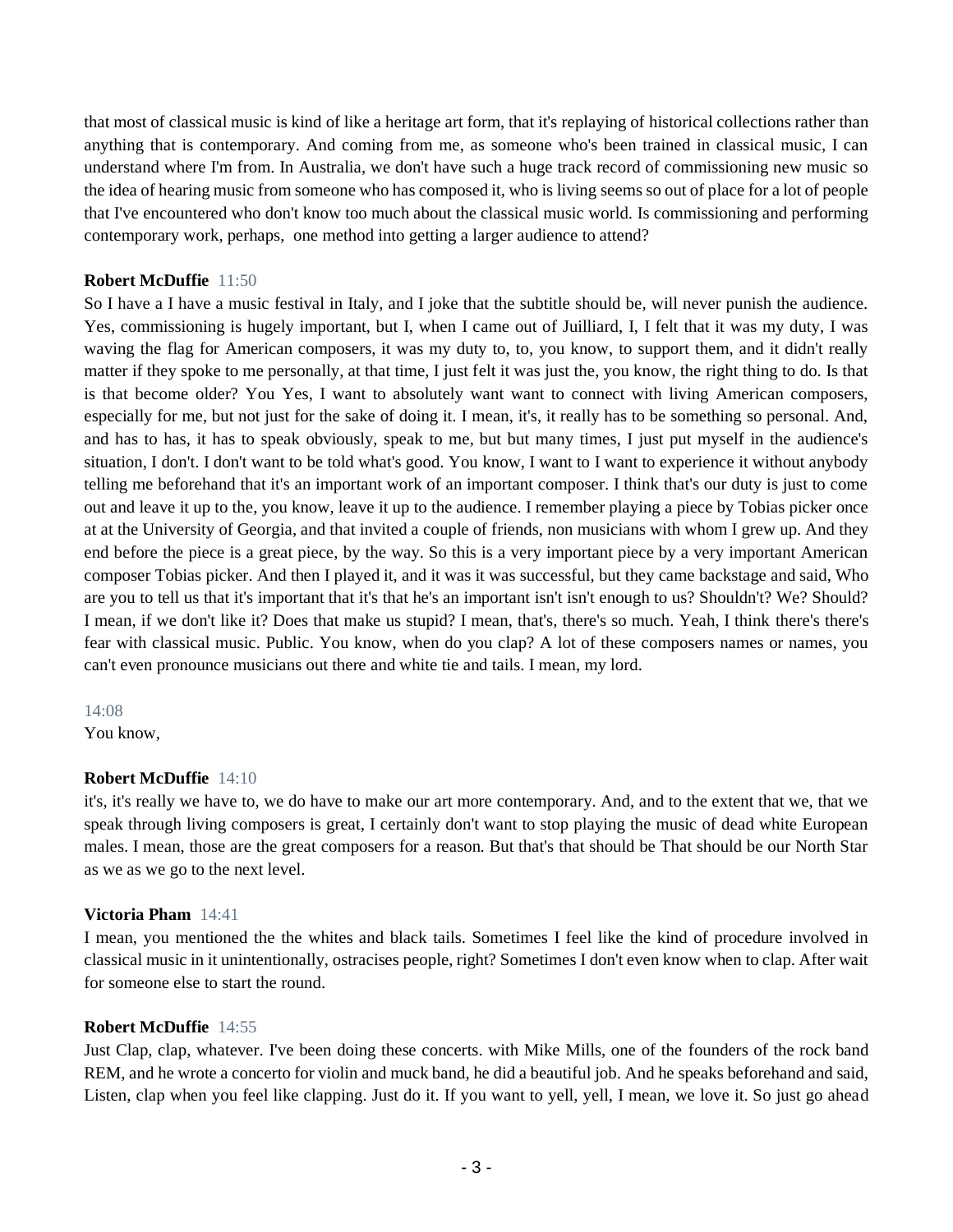that most of classical music is kind of like a heritage art form, that it's replaying of historical collections rather than anything that is contemporary. And coming from me, as someone who's been trained in classical music, I can understand where I'm from. In Australia, we don't have such a huge track record of commissioning new music so the idea of hearing music from someone who has composed it, who is living seems so out of place for a lot of people that I've encountered who don't know too much about the classical music world. Is commissioning and performing contemporary work, perhaps, one method into getting a larger audience to attend?

**Robert McDuffie** 11:50
So I have a I have a music festival in Italy, and I joke that the subtitle should be, will never punish the audience. Yes, commissioning is hugely important, but I, when I came out of Juilliard, I, I felt that it was my duty, I was waving the flag for American composers, it was my duty to, to, you know, to support them, and it didn't really matter if they spoke to me personally, at that time, I just felt it was just the, you know, the right thing to do. Is that is that become older? You Yes, I want to absolutely want want to connect with living American composers, especially for me, but not just for the sake of doing it. I mean, it's, it really has to be something so personal. And, and has to has, it has to speak obviously, speak to me, but but many times, I just put myself in the audience's situation, I don't. I don't want to be told what's good. You know, I want to I want to experience it without anybody telling me beforehand that it's an important work of an important composer. I think that's our duty is just to come out and leave it up to the, you know, leave it up to the audience. I remember playing a piece by Tobias picker once at at the University of Georgia, and that invited a couple of friends, non musicians with whom I grew up. And they end before the piece is a great piece, by the way. So this is a very important piece by a very important American composer Tobias picker. And then I played it, and it was it was successful, but they came backstage and said, Who are you to tell us that it's important that it's that he's an important isn't isn't enough to us? Shouldn't? We? Should? I mean, if we don't like it? Does that make us stupid? I mean, that's, there's so much. Yeah, I think there's there's fear with classical music. Public. You know, when do you clap? A lot of these composers names or names, you can't even pronounce musicians out there and white tie and tails. I mean, my lord.

14:08
You know,

**Robert McDuffie** 14:10
it's, it's really we have to, we do have to make our art more contemporary. And, and to the extent that we, that we speak through living composers is great, I certainly don't want to stop playing the music of dead white European males. I mean, those are the great composers for a reason. But that's that should be That should be our North Star as we as we go to the next level.

**Victoria Pham** 14:41
I mean, you mentioned the the whites and black tails. Sometimes I feel like the kind of procedure involved in classical music in it unintentionally, ostracises people, right? Sometimes I don't even know when to clap. After wait for someone else to start the round.

**Robert McDuffie** 14:55
Just Clap, clap, whatever. I've been doing these concerts. with Mike Mills, one of the founders of the rock band REM, and he wrote a concerto for violin and muck band, he did a beautiful job. And he speaks beforehand and said, Listen, clap when you feel like clapping. Just do it. If you want to yell, yell, I mean, we love it. So just go ahead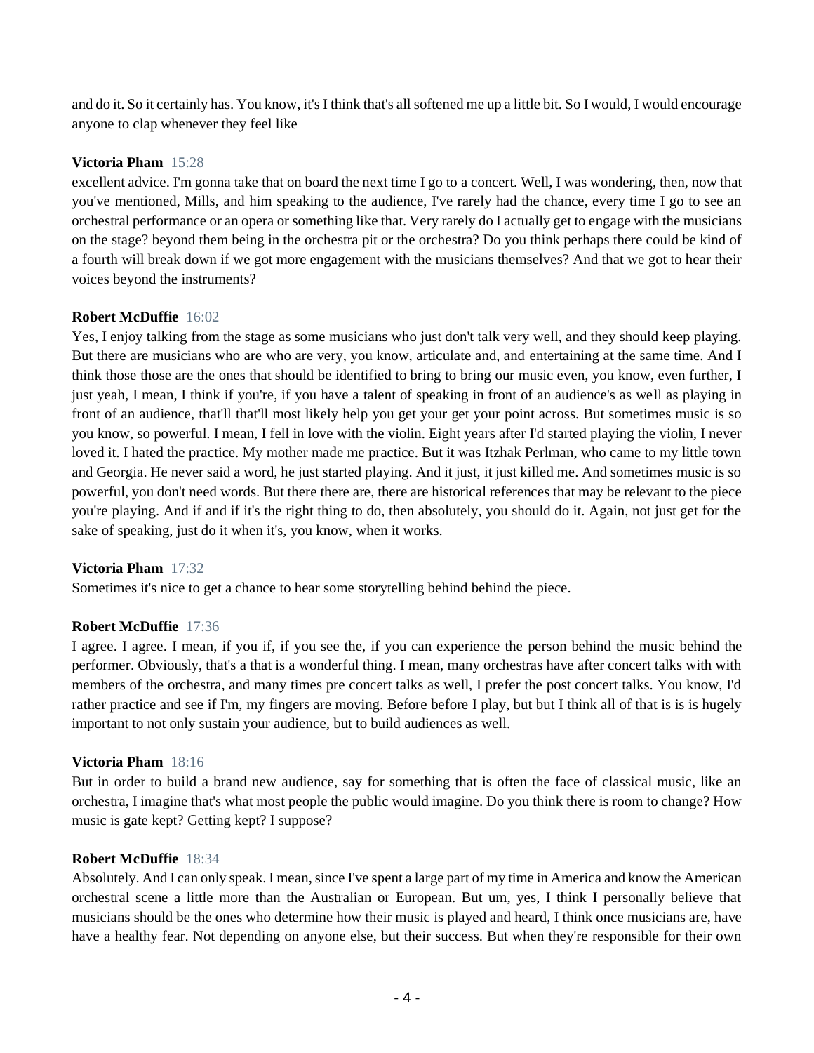and do it. So it certainly has. You know, it's I think that's all softened me up a little bit. So I would, I would encourage anyone to clap whenever they feel like

**Victoria Pham** 15:28
excellent advice. I'm gonna take that on board the next time I go to a concert. Well, I was wondering, then, now that you've mentioned, Mills, and him speaking to the audience, I've rarely had the chance, every time I go to see an orchestral performance or an opera or something like that. Very rarely do I actually get to engage with the musicians on the stage? beyond them being in the orchestra pit or the orchestra? Do you think perhaps there could be kind of a fourth will break down if we got more engagement with the musicians themselves? And that we got to hear their voices beyond the instruments?

**Robert McDuffie** 16:02
Yes, I enjoy talking from the stage as some musicians who just don't talk very well, and they should keep playing. But there are musicians who are who are very, you know, articulate and, and entertaining at the same time. And I think those those are the ones that should be identified to bring to bring our music even, you know, even further, I just yeah, I mean, I think if you're, if you have a talent of speaking in front of an audience's as well as playing in front of an audience, that'll that'll most likely help you get your get your point across. But sometimes music is so you know, so powerful. I mean, I fell in love with the violin. Eight years after I'd started playing the violin, I never loved it. I hated the practice. My mother made me practice. But it was Itzhak Perlman, who came to my little town and Georgia. He never said a word, he just started playing. And it just, it just killed me. And sometimes music is so powerful, you don't need words. But there there are, there are historical references that may be relevant to the piece you're playing. And if and if it's the right thing to do, then absolutely, you should do it. Again, not just get for the sake of speaking, just do it when it's, you know, when it works.

**Victoria Pham** 17:32
Sometimes it's nice to get a chance to hear some storytelling behind behind the piece.

**Robert McDuffie** 17:36
I agree. I agree. I mean, if you if, if you see the, if you can experience the person behind the music behind the performer. Obviously, that's a that is a wonderful thing. I mean, many orchestras have after concert talks with with members of the orchestra, and many times pre concert talks as well, I prefer the post concert talks. You know, I'd rather practice and see if I'm, my fingers are moving. Before before I play, but but I think all of that is is is hugely important to not only sustain your audience, but to build audiences as well.

**Victoria Pham** 18:16
But in order to build a brand new audience, say for something that is often the face of classical music, like an orchestra, I imagine that's what most people the public would imagine. Do you think there is room to change? How music is gate kept? Getting kept? I suppose?

**Robert McDuffie** 18:34
Absolutely. And I can only speak. I mean, since I've spent a large part of my time in America and know the American orchestral scene a little more than the Australian or European. But um, yes, I think I personally believe that musicians should be the ones who determine how their music is played and heard, I think once musicians are, have have a healthy fear. Not depending on anyone else, but their success. But when they're responsible for their own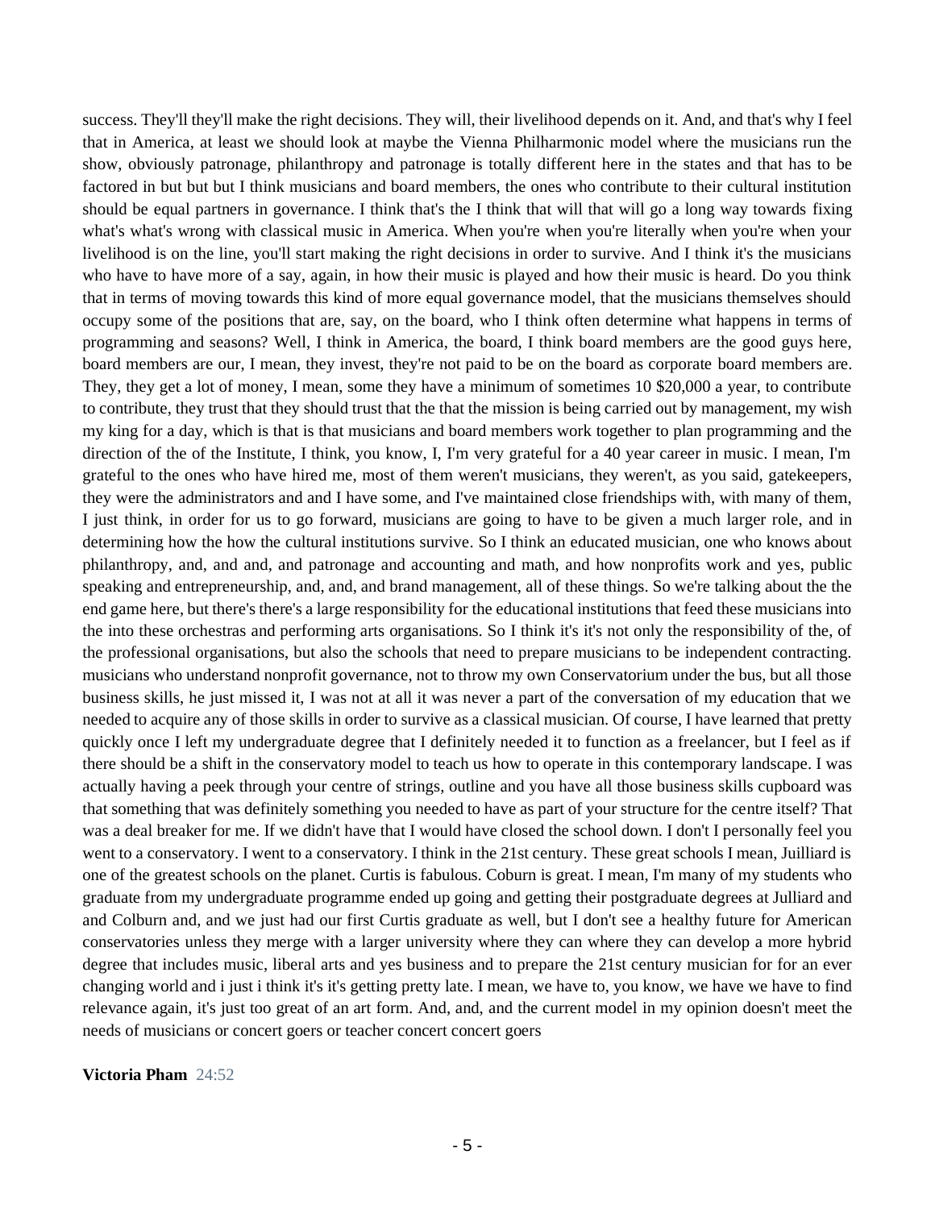success. They'll they'll make the right decisions. They will, their livelihood depends on it. And, and that's why I feel that in America, at least we should look at maybe the Vienna Philharmonic model where the musicians run the show, obviously patronage, philanthropy and patronage is totally different here in the states and that has to be factored in but but but I think musicians and board members, the ones who contribute to their cultural institution should be equal partners in governance. I think that's the I think that will that will go a long way towards fixing what's what's wrong with classical music in America. When you're when you're literally when you're when your livelihood is on the line, you'll start making the right decisions in order to survive. And I think it's the musicians who have to have more of a say, again, in how their music is played and how their music is heard. Do you think that in terms of moving towards this kind of more equal governance model, that the musicians themselves should occupy some of the positions that are, say, on the board, who I think often determine what happens in terms of programming and seasons? Well, I think in America, the board, I think board members are the good guys here, board members are our, I mean, they invest, they're not paid to be on the board as corporate board members are. They, they get a lot of money, I mean, some they have a minimum of sometimes 10 $20,000 a year, to contribute to contribute, they trust that they should trust that the that the mission is being carried out by management, my wish my king for a day, which is that is that musicians and board members work together to plan programming and the direction of the of the Institute, I think, you know, I, I'm very grateful for a 40 year career in music. I mean, I'm grateful to the ones who have hired me, most of them weren't musicians, they weren't, as you said, gatekeepers, they were the administrators and and I have some, and I've maintained close friendships with, with many of them, I just think, in order for us to go forward, musicians are going to have to be given a much larger role, and in determining how the how the cultural institutions survive. So I think an educated musician, one who knows about philanthropy, and, and and, and patronage and accounting and math, and how nonprofits work and yes, public speaking and entrepreneurship, and, and, and brand management, all of these things. So we're talking about the the end game here, but there's there's a large responsibility for the educational institutions that feed these musicians into the into these orchestras and performing arts organisations. So I think it's it's not only the responsibility of the, of the professional organisations, but also the schools that need to prepare musicians to be independent contracting. musicians who understand nonprofit governance, not to throw my own Conservatorium under the bus, but all those business skills, he just missed it, I was not at all it was never a part of the conversation of my education that we needed to acquire any of those skills in order to survive as a classical musician. Of course, I have learned that pretty quickly once I left my undergraduate degree that I definitely needed it to function as a freelancer, but I feel as if there should be a shift in the conservatory model to teach us how to operate in this contemporary landscape. I was actually having a peek through your centre of strings, outline and you have all those business skills cupboard was that something that was definitely something you needed to have as part of your structure for the centre itself? That was a deal breaker for me. If we didn't have that I would have closed the school down. I don't I personally feel you went to a conservatory. I went to a conservatory. I think in the 21st century. These great schools I mean, Juilliard is one of the greatest schools on the planet. Curtis is fabulous. Coburn is great. I mean, I'm many of my students who graduate from my undergraduate programme ended up going and getting their postgraduate degrees at Julliard and and Colburn and, and we just had our first Curtis graduate as well, but I don't see a healthy future for American conservatories unless they merge with a larger university where they can where they can develop a more hybrid degree that includes music, liberal arts and yes business and to prepare the 21st century musician for for an ever changing world and i just i think it's it's getting pretty late. I mean, we have to, you know, we have we have to find relevance again, it's just too great of an art form. And, and, and the current model in my opinion doesn't meet the needs of musicians or concert goers or teacher concert concert goers

**Victoria Pham** 24:52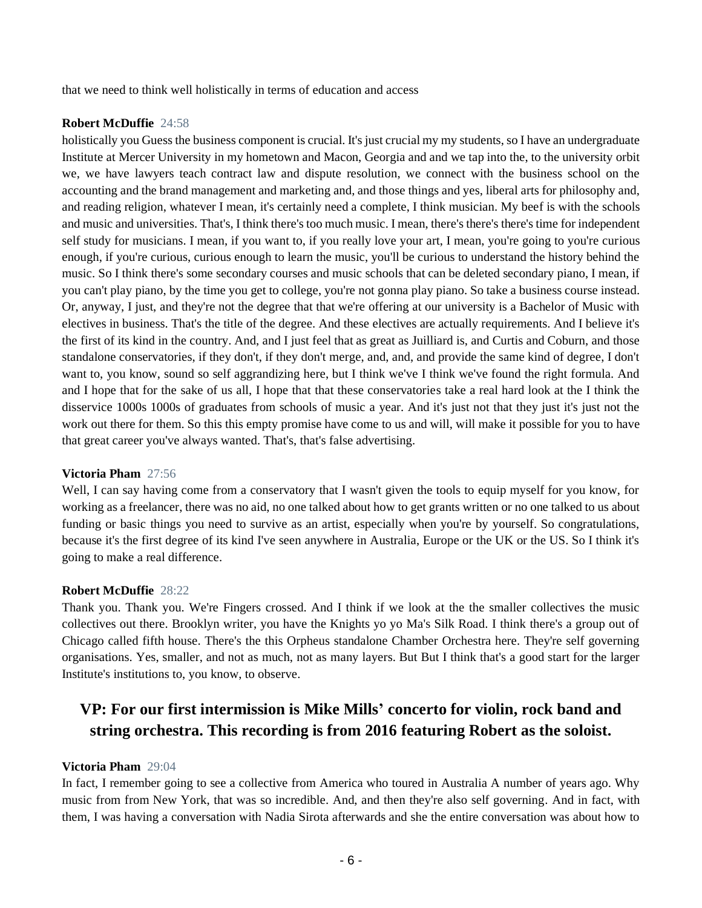that we need to think well holistically in terms of education and access

**Robert McDuffie** 24:58

holistically you Guess the business component is crucial. It's just crucial my my students, so I have an undergraduate Institute at Mercer University in my hometown and Macon, Georgia and and we tap into the, to the university orbit we, we have lawyers teach contract law and dispute resolution, we connect with the business school on the accounting and the brand management and marketing and, and those things and yes, liberal arts for philosophy and, and reading religion, whatever I mean, it's certainly need a complete, I think musician. My beef is with the schools and music and universities. That's, I think there's too much music. I mean, there's there's there's time for independent self study for musicians. I mean, if you want to, if you really love your art, I mean, you're going to you're curious enough, if you're curious, curious enough to learn the music, you'll be curious to understand the history behind the music. So I think there's some secondary courses and music schools that can be deleted secondary piano, I mean, if you can't play piano, by the time you get to college, you're not gonna play piano. So take a business course instead. Or, anyway, I just, and they're not the degree that that we're offering at our university is a Bachelor of Music with electives in business. That's the title of the degree. And these electives are actually requirements. And I believe it's the first of its kind in the country. And, and I just feel that as great as Juilliard is, and Curtis and Coburn, and those standalone conservatories, if they don't, if they don't merge, and, and, and provide the same kind of degree, I don't want to, you know, sound so self aggrandizing here, but I think we've I think we've found the right formula. And and I hope that for the sake of us all, I hope that that these conservatories take a real hard look at the I think the disservice 1000s 1000s of graduates from schools of music a year. And it's just not that they just it's just not the work out there for them. So this this empty promise have come to us and will, will make it possible for you to have that great career you've always wanted. That's, that's false advertising.

**Victoria Pham** 27:56

Well, I can say having come from a conservatory that I wasn't given the tools to equip myself for you know, for working as a freelancer, there was no aid, no one talked about how to get grants written or no one talked to us about funding or basic things you need to survive as an artist, especially when you're by yourself. So congratulations, because it's the first degree of its kind I've seen anywhere in Australia, Europe or the UK or the US. So I think it's going to make a real difference.

**Robert McDuffie** 28:22

Thank you. Thank you. We're Fingers crossed. And I think if we look at the the smaller collectives the music collectives out there. Brooklyn writer, you have the Knights yo yo Ma's Silk Road. I think there's a group out of Chicago called fifth house. There's the this Orpheus standalone Chamber Orchestra here. They're self governing organisations. Yes, smaller, and not as much, not as many layers. But But I think that's a good start for the larger Institute's institutions to, you know, to observe.

## VP: For our first intermission is Mike Mills' concerto for violin, rock band and string orchestra. This recording is from 2016 featuring Robert as the soloist.

**Victoria Pham** 29:04

In fact, I remember going to see a collective from America who toured in Australia A number of years ago. Why music from from New York, that was so incredible. And, and then they're also self governing. And in fact, with them, I was having a conversation with Nadia Sirota afterwards and she the entire conversation was about how to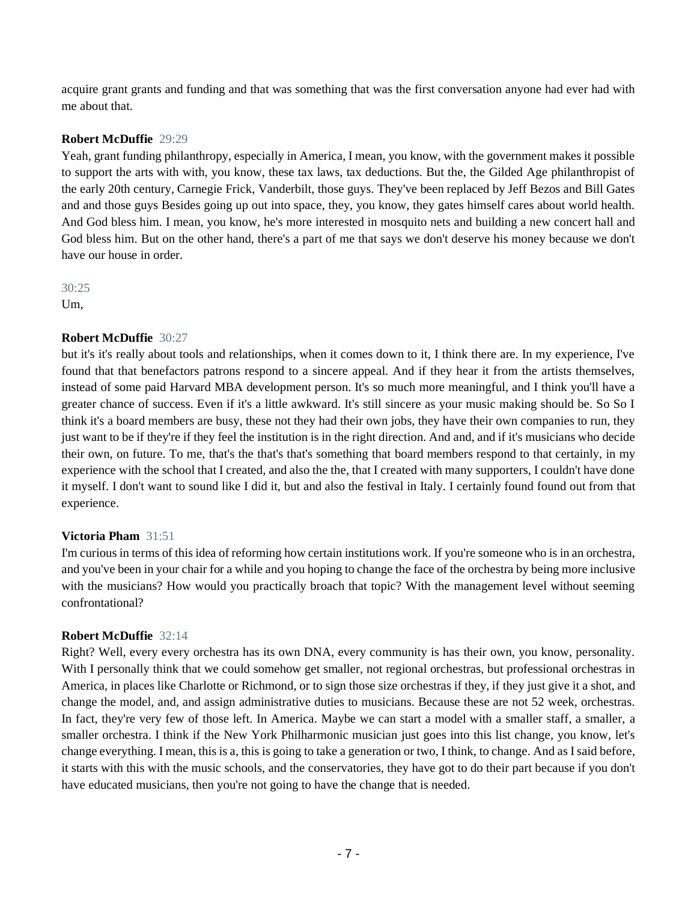acquire grant grants and funding and that was something that was the first conversation anyone had ever had with me about that.

**Robert McDuffie** 29:29

Yeah, grant funding philanthropy, especially in America, I mean, you know, with the government makes it possible to support the arts with with, you know, these tax laws, tax deductions. But the, the Gilded Age philanthropist of the early 20th century, Carnegie Frick, Vanderbilt, those guys. They've been replaced by Jeff Bezos and Bill Gates and and those guys Besides going up out into space, they, you know, they gates himself cares about world health. And God bless him. I mean, you know, he's more interested in mosquito nets and building a new concert hall and God bless him. But on the other hand, there's a part of me that says we don't deserve his money because we don't have our house in order.

30:25

Um,

**Robert McDuffie** 30:27

but it's it's really about tools and relationships, when it comes down to it, I think there are. In my experience, I've found that that benefactors patrons respond to a sincere appeal. And if they hear it from the artists themselves, instead of some paid Harvard MBA development person. It's so much more meaningful, and I think you'll have a greater chance of success. Even if it's a little awkward. It's still sincere as your music making should be. So So I think it's a board members are busy, these not they had their own jobs, they have their own companies to run, they just want to be if they're if they feel the institution is in the right direction. And and, and if it's musicians who decide their own, on future. To me, that's the that's that's something that board members respond to that certainly, in my experience with the school that I created, and also the the, that I created with many supporters, I couldn't have done it myself. I don't want to sound like I did it, but and also the festival in Italy. I certainly found found out from that experience.

**Victoria Pham** 31:51

I'm curious in terms of this idea of reforming how certain institutions work. If you're someone who is in an orchestra, and you've been in your chair for a while and you hoping to change the face of the orchestra by being more inclusive with the musicians? How would you practically broach that topic? With the management level without seeming confrontational?

**Robert McDuffie** 32:14

Right? Well, every every orchestra has its own DNA, every community is has their own, you know, personality. With I personally think that we could somehow get smaller, not regional orchestras, but professional orchestras in America, in places like Charlotte or Richmond, or to sign those size orchestras if they, if they just give it a shot, and change the model, and, and assign administrative duties to musicians. Because these are not 52 week, orchestras. In fact, they're very few of those left. In America. Maybe we can start a model with a smaller staff, a smaller, a smaller orchestra. I think if the New York Philharmonic musician just goes into this list change, you know, let's change everything. I mean, this is a, this is going to take a generation or two, I think, to change. And as I said before, it starts with this with the music schools, and the conservatories, they have got to do their part because if you don't have educated musicians, then you're not going to have the change that is needed.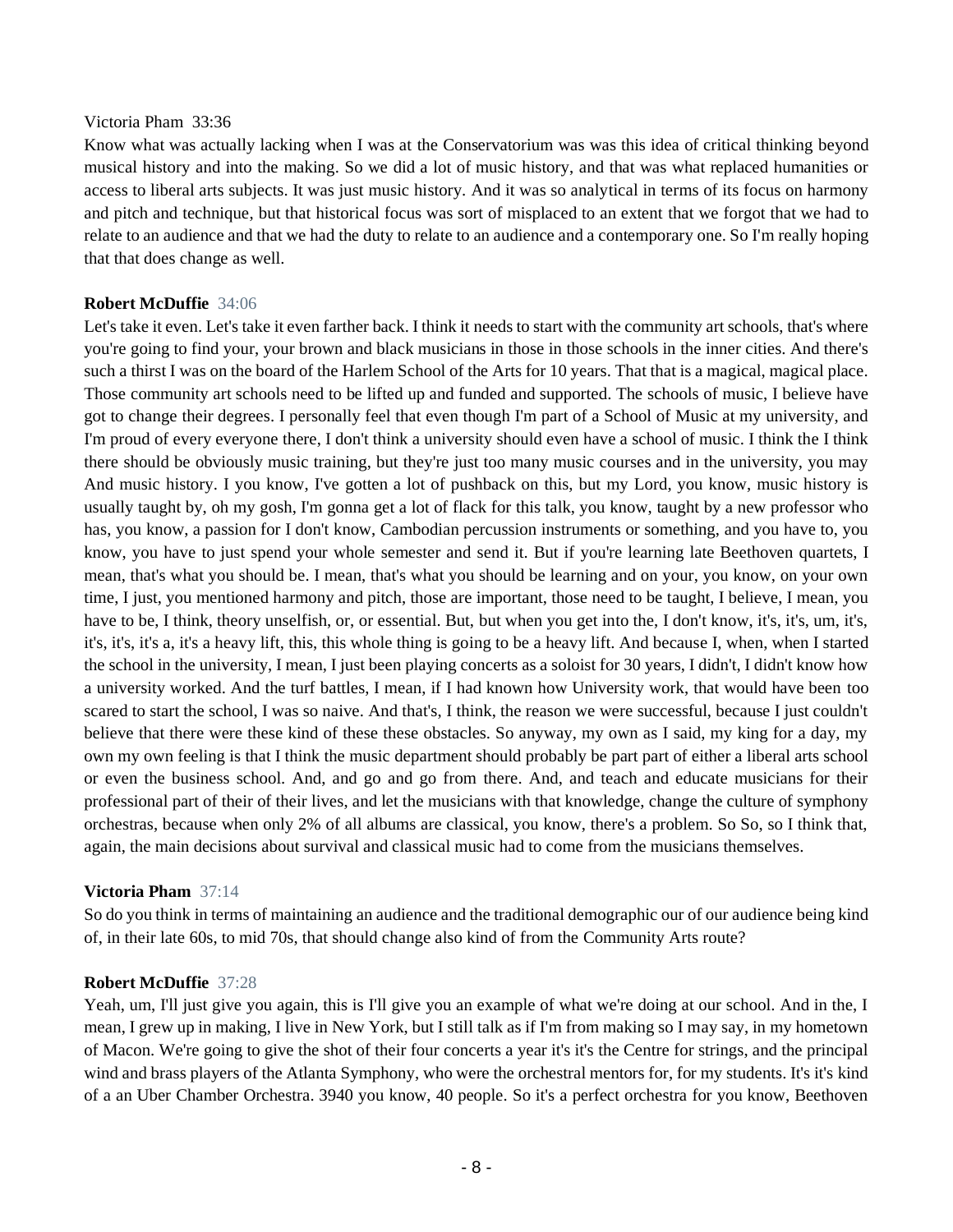Victoria Pham 33:36

Know what was actually lacking when I was at the Conservatorium was was this idea of critical thinking beyond musical history and into the making. So we did a lot of music history, and that was what replaced humanities or access to liberal arts subjects. It was just music history. And it was so analytical in terms of its focus on harmony and pitch and technique, but that historical focus was sort of misplaced to an extent that we forgot that we had to relate to an audience and that we had the duty to relate to an audience and a contemporary one. So I'm really hoping that that does change as well.

**Robert McDuffie** 34:06

Let's take it even. Let's take it even farther back. I think it needs to start with the community art schools, that's where you're going to find your, your brown and black musicians in those in those schools in the inner cities. And there's such a thirst I was on the board of the Harlem School of the Arts for 10 years. That that is a magical, magical place. Those community art schools need to be lifted up and funded and supported. The schools of music, I believe have got to change their degrees. I personally feel that even though I'm part of a School of Music at my university, and I'm proud of every everyone there, I don't think a university should even have a school of music. I think the I think there should be obviously music training, but they're just too many music courses and in the university, you may And music history. I you know, I've gotten a lot of pushback on this, but my Lord, you know, music history is usually taught by, oh my gosh, I'm gonna get a lot of flack for this talk, you know, taught by a new professor who has, you know, a passion for I don't know, Cambodian percussion instruments or something, and you have to, you know, you have to just spend your whole semester and send it. But if you're learning late Beethoven quartets, I mean, that's what you should be. I mean, that's what you should be learning and on your, you know, on your own time, I just, you mentioned harmony and pitch, those are important, those need to be taught, I believe, I mean, you have to be, I think, theory unselfish, or, or essential. But, but when you get into the, I don't know, it's, it's, um, it's, it's, it's, it's a, it's a heavy lift, this, this whole thing is going to be a heavy lift. And because I, when, when I started the school in the university, I mean, I just been playing concerts as a soloist for 30 years, I didn't, I didn't know how a university worked. And the turf battles, I mean, if I had known how University work, that would have been too scared to start the school, I was so naive. And that's, I think, the reason we were successful, because I just couldn't believe that there were these kind of these these obstacles. So anyway, my own as I said, my king for a day, my own my own feeling is that I think the music department should probably be part part of either a liberal arts school or even the business school. And, and go and go from there. And, and teach and educate musicians for their professional part of their of their lives, and let the musicians with that knowledge, change the culture of symphony orchestras, because when only 2% of all albums are classical, you know, there's a problem. So So, so I think that, again, the main decisions about survival and classical music had to come from the musicians themselves.

**Victoria Pham** 37:14

So do you think in terms of maintaining an audience and the traditional demographic our of our audience being kind of, in their late 60s, to mid 70s, that should change also kind of from the Community Arts route?

**Robert McDuffie** 37:28

Yeah, um, I'll just give you again, this is I'll give you an example of what we're doing at our school. And in the, I mean, I grew up in making, I live in New York, but I still talk as if I'm from making so I may say, in my hometown of Macon. We're going to give the shot of their four concerts a year it's it's the Centre for strings, and the principal wind and brass players of the Atlanta Symphony, who were the orchestral mentors for, for my students. It's it's kind of a an Uber Chamber Orchestra. 3940 you know, 40 people. So it's a perfect orchestra for you know, Beethoven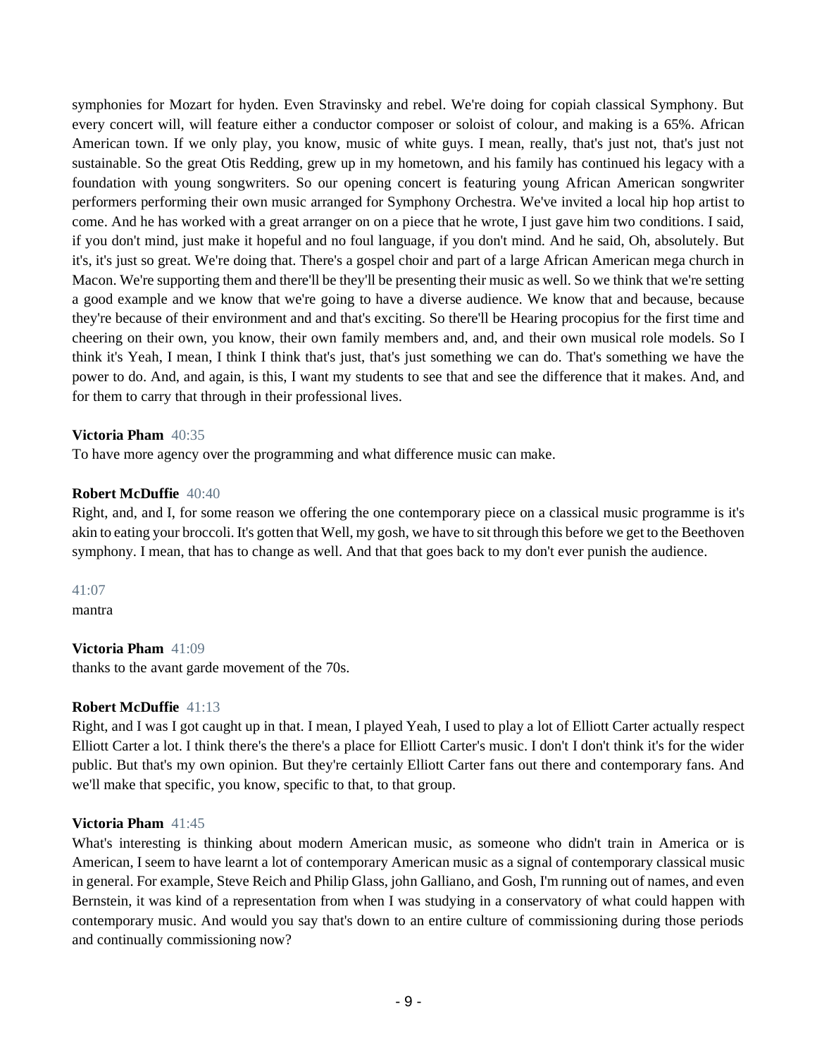symphonies for Mozart for hyden. Even Stravinsky and rebel. We're doing for copiah classical Symphony. But every concert will, will feature either a conductor composer or soloist of colour, and making is a 65%. African American town. If we only play, you know, music of white guys. I mean, really, that's just not, that's just not sustainable. So the great Otis Redding, grew up in my hometown, and his family has continued his legacy with a foundation with young songwriters. So our opening concert is featuring young African American songwriter performers performing their own music arranged for Symphony Orchestra. We've invited a local hip hop artist to come. And he has worked with a great arranger on on a piece that he wrote, I just gave him two conditions. I said, if you don't mind, just make it hopeful and no foul language, if you don't mind. And he said, Oh, absolutely. But it's, it's just so great. We're doing that. There's a gospel choir and part of a large African American mega church in Macon. We're supporting them and there'll be they'll be presenting their music as well. So we think that we're setting a good example and we know that we're going to have a diverse audience. We know that and because, because they're because of their environment and and that's exciting. So there'll be Hearing procopius for the first time and cheering on their own, you know, their own family members and, and, and their own musical role models. So I think it's Yeah, I mean, I think I think that's just, that's just something we can do. That's something we have the power to do. And, and again, is this, I want my students to see that and see the difference that it makes. And, and for them to carry that through in their professional lives.

**Victoria Pham** 40:35
To have more agency over the programming and what difference music can make.

**Robert McDuffie** 40:40
Right, and, and I, for some reason we offering the one contemporary piece on a classical music programme is it's akin to eating your broccoli. It's gotten that Well, my gosh, we have to sit through this before we get to the Beethoven symphony. I mean, that has to change as well. And that that goes back to my don't ever punish the audience.

41:07
mantra

**Victoria Pham** 41:09
thanks to the avant garde movement of the 70s.

**Robert McDuffie** 41:13
Right, and I was I got caught up in that. I mean, I played Yeah, I used to play a lot of Elliott Carter actually respect Elliott Carter a lot. I think there's the there's a place for Elliott Carter's music. I don't I don't think it's for the wider public. But that's my own opinion. But they're certainly Elliott Carter fans out there and contemporary fans. And we'll make that specific, you know, specific to that, to that group.

**Victoria Pham** 41:45
What's interesting is thinking about modern American music, as someone who didn't train in America or is American, I seem to have learnt a lot of contemporary American music as a signal of contemporary classical music in general. For example, Steve Reich and Philip Glass, john Galliano, and Gosh, I'm running out of names, and even Bernstein, it was kind of a representation from when I was studying in a conservatory of what could happen with contemporary music. And would you say that's down to an entire culture of commissioning during those periods and continually commissioning now?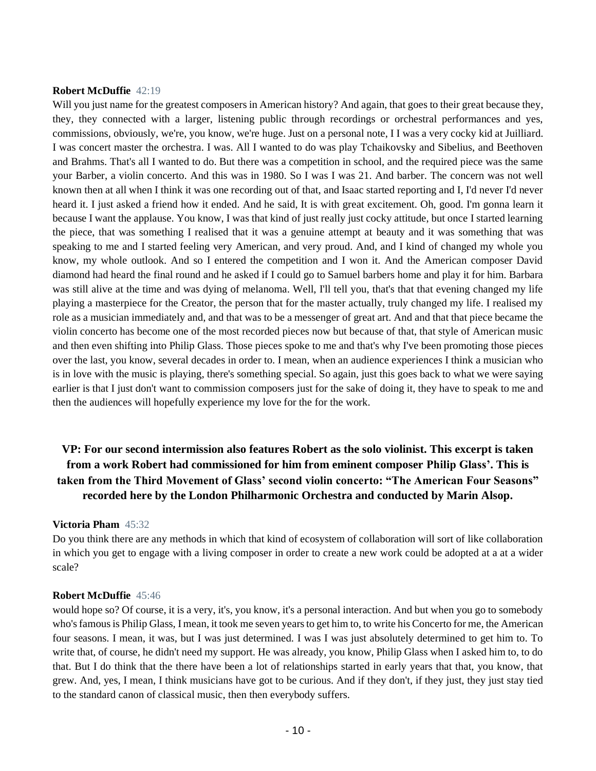**Robert McDuffie** 42:19

Will you just name for the greatest composers in American history? And again, that goes to their great because they, they, they connected with a larger, listening public through recordings or orchestral performances and yes, commissions, obviously, we're, you know, we're huge. Just on a personal note, I I was a very cocky kid at Juilliard. I was concert master the orchestra. I was. All I wanted to do was play Tchaikovsky and Sibelius, and Beethoven and Brahms. That's all I wanted to do. But there was a competition in school, and the required piece was the same your Barber, a violin concerto. And this was in 1980. So I was I was 21. And barber. The concern was not well known then at all when I think it was one recording out of that, and Isaac started reporting and I, I'd never I'd never heard it. I just asked a friend how it ended. And he said, It is with great excitement. Oh, good. I'm gonna learn it because I want the applause. You know, I was that kind of just really just cocky attitude, but once I started learning the piece, that was something I realised that it was a genuine attempt at beauty and it was something that was speaking to me and I started feeling very American, and very proud. And, and I kind of changed my whole you know, my whole outlook. And so I entered the competition and I won it. And the American composer David diamond had heard the final round and he asked if I could go to Samuel barbers home and play it for him. Barbara was still alive at the time and was dying of melanoma. Well, I'll tell you, that's that that evening changed my life playing a masterpiece for the Creator, the person that for the master actually, truly changed my life. I realised my role as a musician immediately and, and that was to be a messenger of great art. And and that that piece became the violin concerto has become one of the most recorded pieces now but because of that, that style of American music and then even shifting into Philip Glass. Those pieces spoke to me and that's why I've been promoting those pieces over the last, you know, several decades in order to. I mean, when an audience experiences I think a musician who is in love with the music is playing, there's something special. So again, just this goes back to what we were saying earlier is that I just don't want to commission composers just for the sake of doing it, they have to speak to me and then the audiences will hopefully experience my love for the for the work.

### VP: For our second intermission also features Robert as the solo violinist. This excerpt is taken from a work Robert had commissioned for him from eminent composer Philip Glass'. This is taken from the Third Movement of Glass' second violin concerto: "The American Four Seasons" recorded here by the London Philharmonic Orchestra and conducted by Marin Alsop.

**Victoria Pham** 45:32

Do you think there are any methods in which that kind of ecosystem of collaboration will sort of like collaboration in which you get to engage with a living composer in order to create a new work could be adopted at a at a wider scale?

**Robert McDuffie** 45:46

would hope so? Of course, it is a very, it's, you know, it's a personal interaction. And but when you go to somebody who's famous is Philip Glass, I mean, it took me seven years to get him to, to write his Concerto for me, the American four seasons. I mean, it was, but I was just determined. I was I was just absolutely determined to get him to. To write that, of course, he didn't need my support. He was already, you know, Philip Glass when I asked him to, to do that. But I do think that the there have been a lot of relationships started in early years that that, you know, that grew. And, yes, I mean, I think musicians have got to be curious. And if they don't, if they just, they just stay tied to the standard canon of classical music, then then everybody suffers.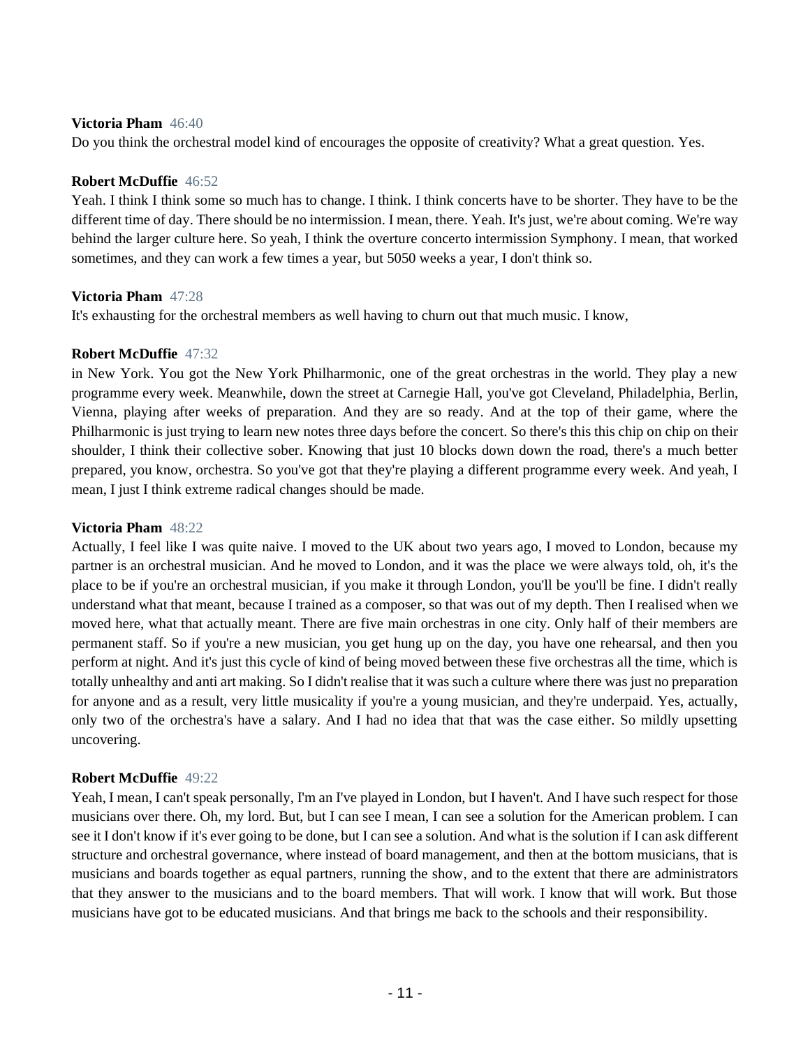**Victoria Pham** 46:40
Do you think the orchestral model kind of encourages the opposite of creativity? What a great question. Yes.

**Robert McDuffie** 46:52
Yeah. I think I think some so much has to change. I think. I think concerts have to be shorter. They have to be the different time of day. There should be no intermission. I mean, there. Yeah. It's just, we're about coming. We're way behind the larger culture here. So yeah, I think the overture concerto intermission Symphony. I mean, that worked sometimes, and they can work a few times a year, but 5050 weeks a year, I don't think so.

**Victoria Pham** 47:28
It's exhausting for the orchestral members as well having to churn out that much music. I know,

**Robert McDuffie** 47:32
in New York. You got the New York Philharmonic, one of the great orchestras in the world. They play a new programme every week. Meanwhile, down the street at Carnegie Hall, you've got Cleveland, Philadelphia, Berlin, Vienna, playing after weeks of preparation. And they are so ready. And at the top of their game, where the Philharmonic is just trying to learn new notes three days before the concert. So there's this this chip on chip on their shoulder, I think their collective sober. Knowing that just 10 blocks down down the road, there's a much better prepared, you know, orchestra. So you've got that they're playing a different programme every week. And yeah, I mean, I just I think extreme radical changes should be made.

**Victoria Pham** 48:22
Actually, I feel like I was quite naive. I moved to the UK about two years ago, I moved to London, because my partner is an orchestral musician. And he moved to London, and it was the place we were always told, oh, it's the place to be if you're an orchestral musician, if you make it through London, you'll be you'll be fine. I didn't really understand what that meant, because I trained as a composer, so that was out of my depth. Then I realised when we moved here, what that actually meant. There are five main orchestras in one city. Only half of their members are permanent staff. So if you're a new musician, you get hung up on the day, you have one rehearsal, and then you perform at night. And it's just this cycle of kind of being moved between these five orchestras all the time, which is totally unhealthy and anti art making. So I didn't realise that it was such a culture where there was just no preparation for anyone and as a result, very little musicality if you're a young musician, and they're underpaid. Yes, actually, only two of the orchestra's have a salary. And I had no idea that that was the case either. So mildly upsetting uncovering.

**Robert McDuffie** 49:22
Yeah, I mean, I can't speak personally, I'm an I've played in London, but I haven't. And I have such respect for those musicians over there. Oh, my lord. But, but I can see I mean, I can see a solution for the American problem. I can see it I don't know if it's ever going to be done, but I can see a solution. And what is the solution if I can ask different structure and orchestral governance, where instead of board management, and then at the bottom musicians, that is musicians and boards together as equal partners, running the show, and to the extent that there are administrators that they answer to the musicians and to the board members. That will work. I know that will work. But those musicians have got to be educated musicians. And that brings me back to the schools and their responsibility.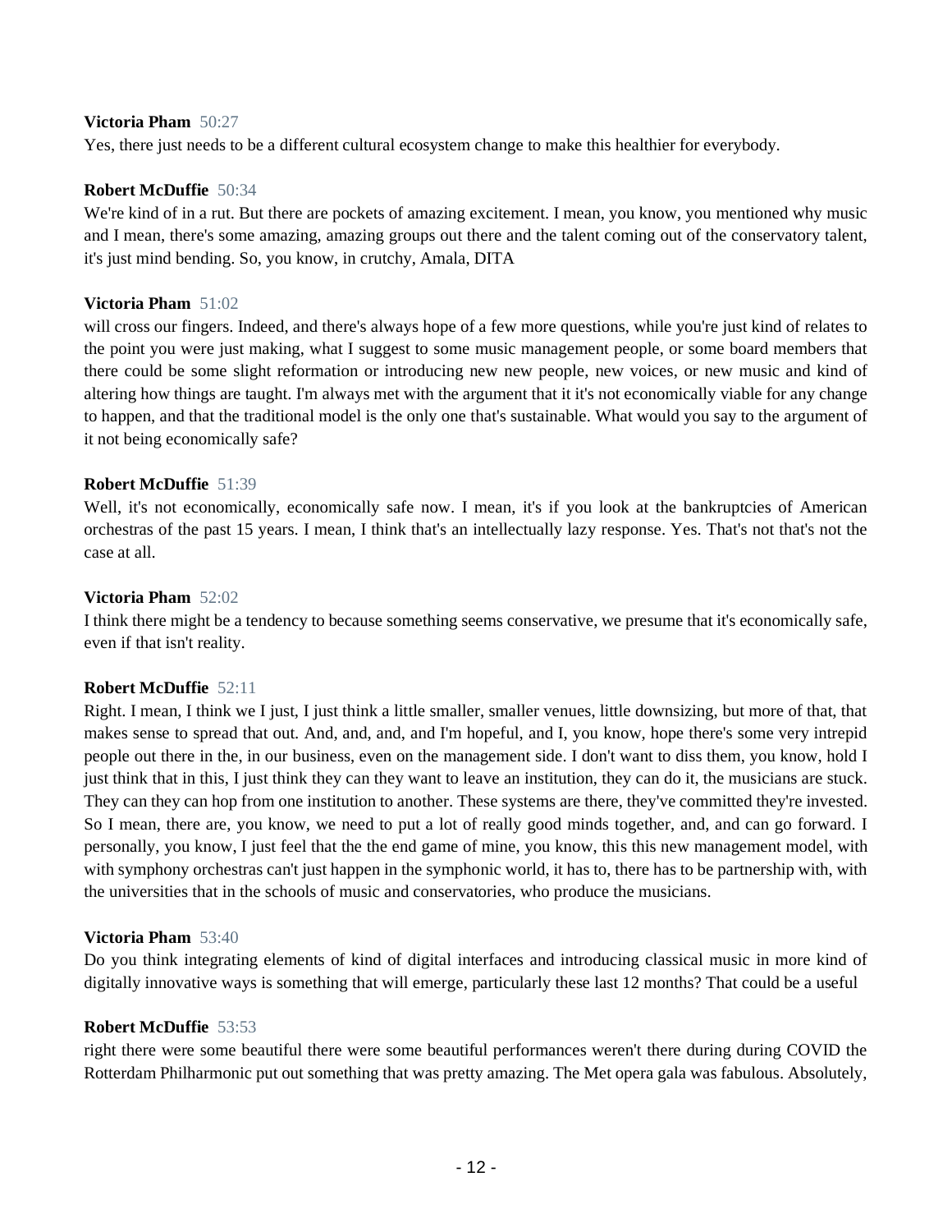**Victoria Pham** 50:27
Yes, there just needs to be a different cultural ecosystem change to make this healthier for everybody.

**Robert McDuffie** 50:34
We're kind of in a rut. But there are pockets of amazing excitement. I mean, you know, you mentioned why music and I mean, there's some amazing, amazing groups out there and the talent coming out of the conservatory talent, it's just mind bending. So, you know, in crutchy, Amala, DITA

**Victoria Pham** 51:02
will cross our fingers. Indeed, and there's always hope of a few more questions, while you're just kind of relates to the point you were just making, what I suggest to some music management people, or some board members that there could be some slight reformation or introducing new new people, new voices, or new music and kind of altering how things are taught. I'm always met with the argument that it it's not economically viable for any change to happen, and that the traditional model is the only one that's sustainable. What would you say to the argument of it not being economically safe?

**Robert McDuffie** 51:39
Well, it's not economically, economically safe now. I mean, it's if you look at the bankruptcies of American orchestras of the past 15 years. I mean, I think that's an intellectually lazy response. Yes. That's not that's not the case at all.

**Victoria Pham** 52:02
I think there might be a tendency to because something seems conservative, we presume that it's economically safe, even if that isn't reality.

**Robert McDuffie** 52:11
Right. I mean, I think we I just, I just think a little smaller, smaller venues, little downsizing, but more of that, that makes sense to spread that out. And, and, and, and I'm hopeful, and I, you know, hope there's some very intrepid people out there in the, in our business, even on the management side. I don't want to diss them, you know, hold I just think that in this, I just think they can they want to leave an institution, they can do it, the musicians are stuck. They can they can hop from one institution to another. These systems are there, they've committed they're invested. So I mean, there are, you know, we need to put a lot of really good minds together, and, and can go forward. I personally, you know, I just feel that the the end game of mine, you know, this this new management model, with with symphony orchestras can't just happen in the symphonic world, it has to, there has to be partnership with, with the universities that in the schools of music and conservatories, who produce the musicians.

**Victoria Pham** 53:40
Do you think integrating elements of kind of digital interfaces and introducing classical music in more kind of digitally innovative ways is something that will emerge, particularly these last 12 months? That could be a useful

**Robert McDuffie** 53:53
right there were some beautiful there were some beautiful performances weren't there during during COVID the Rotterdam Philharmonic put out something that was pretty amazing. The Met opera gala was fabulous. Absolutely,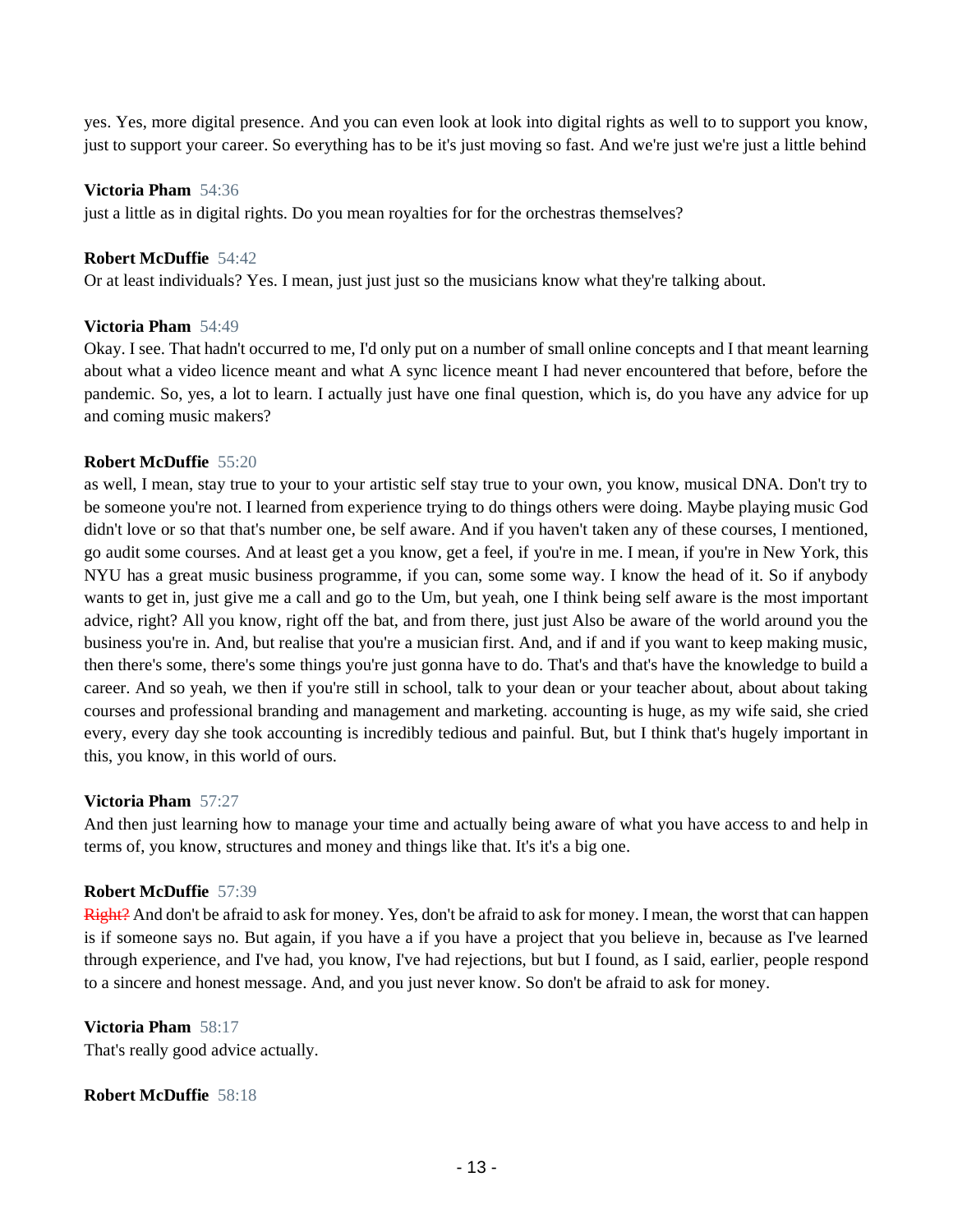yes. Yes, more digital presence. And you can even look at look into digital rights as well to to support you know, just to support your career. So everything has to be it's just moving so fast. And we're just we're just a little behind

**Victoria Pham** 54:36
just a little as in digital rights. Do you mean royalties for for the orchestras themselves?

**Robert McDuffie** 54:42
Or at least individuals? Yes. I mean, just just just so the musicians know what they're talking about.

**Victoria Pham** 54:49
Okay. I see. That hadn't occurred to me, I'd only put on a number of small online concepts and I that meant learning about what a video licence meant and what A sync licence meant I had never encountered that before, before the pandemic. So, yes, a lot to learn. I actually just have one final question, which is, do you have any advice for up and coming music makers?

**Robert McDuffie** 55:20
as well, I mean, stay true to your to your artistic self stay true to your own, you know, musical DNA. Don't try to be someone you're not. I learned from experience trying to do things others were doing. Maybe playing music God didn't love or so that that's number one, be self aware. And if you haven't taken any of these courses, I mentioned, go audit some courses. And at least get a you know, get a feel, if you're in me. I mean, if you're in New York, this NYU has a great music business programme, if you can, some some way. I know the head of it. So if anybody wants to get in, just give me a call and go to the Um, but yeah, one I think being self aware is the most important advice, right? All you know, right off the bat, and from there, just just Also be aware of the world around you the business you're in. And, but realise that you're a musician first. And, and if and if you want to keep making music, then there's some, there's some things you're just gonna have to do. That's and that's have the knowledge to build a career. And so yeah, we then if you're still in school, talk to your dean or your teacher about, about about taking courses and professional branding and management and marketing. accounting is huge, as my wife said, she cried every, every day she took accounting is incredibly tedious and painful. But, but I think that's hugely important in this, you know, in this world of ours.

**Victoria Pham** 57:27
And then just learning how to manage your time and actually being aware of what you have access to and help in terms of, you know, structures and money and things like that. It's it's a big one.

**Robert McDuffie** 57:39
~~Right?~~ And don't be afraid to ask for money. Yes, don't be afraid to ask for money. I mean, the worst that can happen is if someone says no. But again, if you have a if you have a project that you believe in, because as I've learned through experience, and I've had, you know, I've had rejections, but but I found, as I said, earlier, people respond to a sincere and honest message. And, and you just never know. So don't be afraid to ask for money.

**Victoria Pham** 58:17
That's really good advice actually.

**Robert McDuffie** 58:18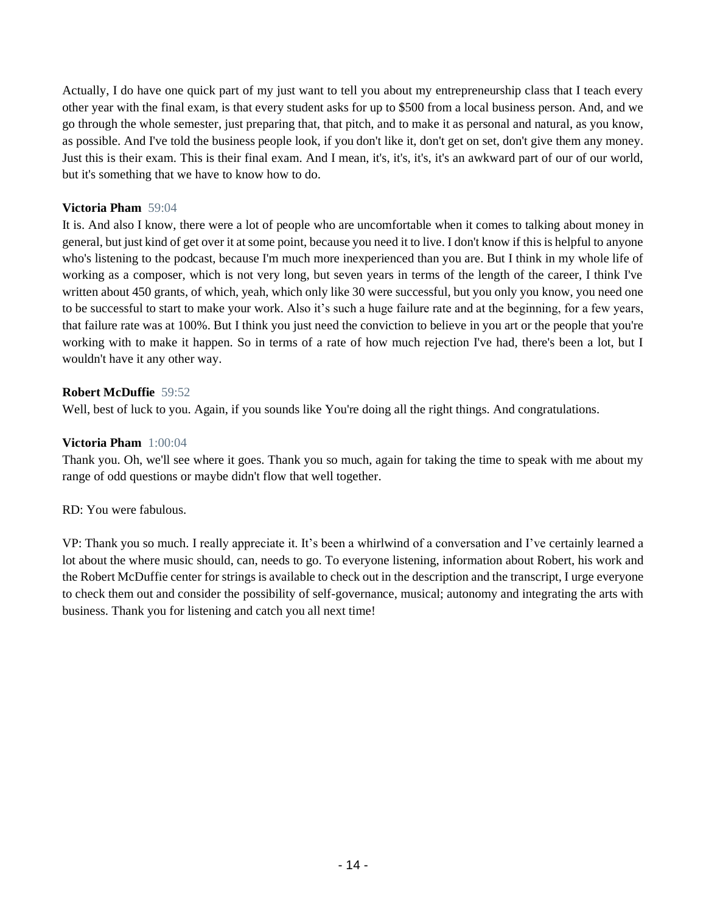Actually, I do have one quick part of my just want to tell you about my entrepreneurship class that I teach every other year with the final exam, is that every student asks for up to $500 from a local business person. And, and we go through the whole semester, just preparing that, that pitch, and to make it as personal and natural, as you know, as possible. And I've told the business people look, if you don't like it, don't get on set, don't give them any money. Just this is their exam. This is their final exam. And I mean, it's, it's, it's, it's an awkward part of our of our world, but it's something that we have to know how to do.

**Victoria Pham** 59:04
It is. And also I know, there were a lot of people who are uncomfortable when it comes to talking about money in general, but just kind of get over it at some point, because you need it to live. I don't know if this is helpful to anyone who's listening to the podcast, because I'm much more inexperienced than you are. But I think in my whole life of working as a composer, which is not very long, but seven years in terms of the length of the career, I think I've written about 450 grants, of which, yeah, which only like 30 were successful, but you only you know, you need one to be successful to start to make your work. Also it's such a huge failure rate and at the beginning, for a few years, that failure rate was at 100%. But I think you just need the conviction to believe in you art or the people that you're working with to make it happen. So in terms of a rate of how much rejection I've had, there's been a lot, but I wouldn't have it any other way.

**Robert McDuffie** 59:52
Well, best of luck to you. Again, if you sounds like You're doing all the right things. And congratulations.

**Victoria Pham** 1:00:04
Thank you. Oh, we'll see where it goes. Thank you so much, again for taking the time to speak with me about my range of odd questions or maybe didn't flow that well together.

RD: You were fabulous.

VP: Thank you so much. I really appreciate it. It's been a whirlwind of a conversation and I've certainly learned a lot about the where music should, can, needs to go. To everyone listening, information about Robert, his work and the Robert McDuffie center for strings is available to check out in the description and the transcript, I urge everyone to check them out and consider the possibility of self-governance, musical; autonomy and integrating the arts with business. Thank you for listening and catch you all next time!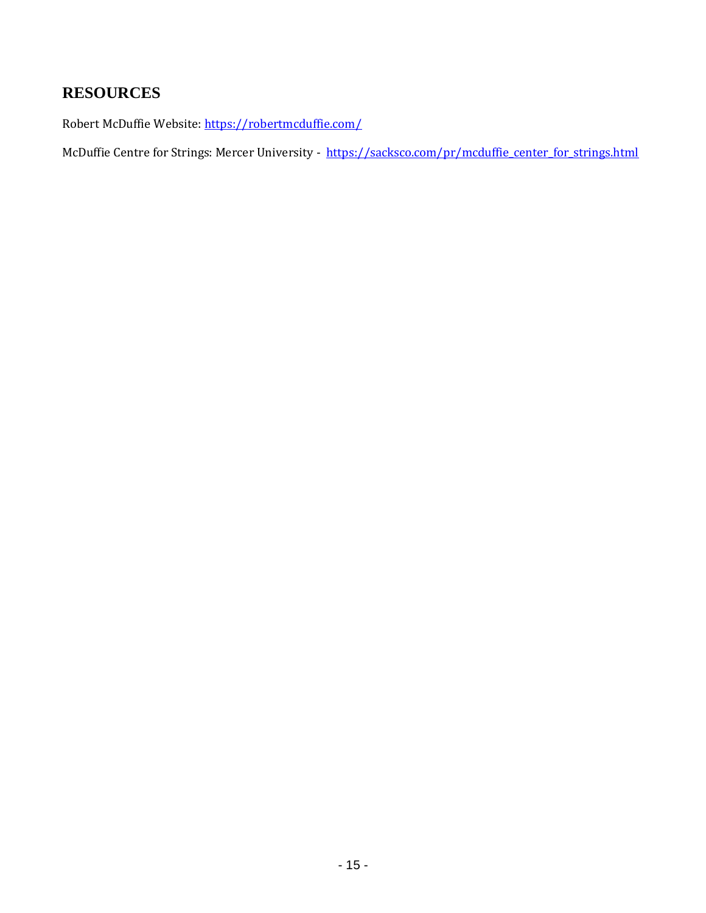## RESOURCES

Robert McDuffie Website: https://robertmcduffie.com/

McDuffie Centre for Strings: Mercer University - https://sacksco.com/pr/mcduffie_center_for_strings.html